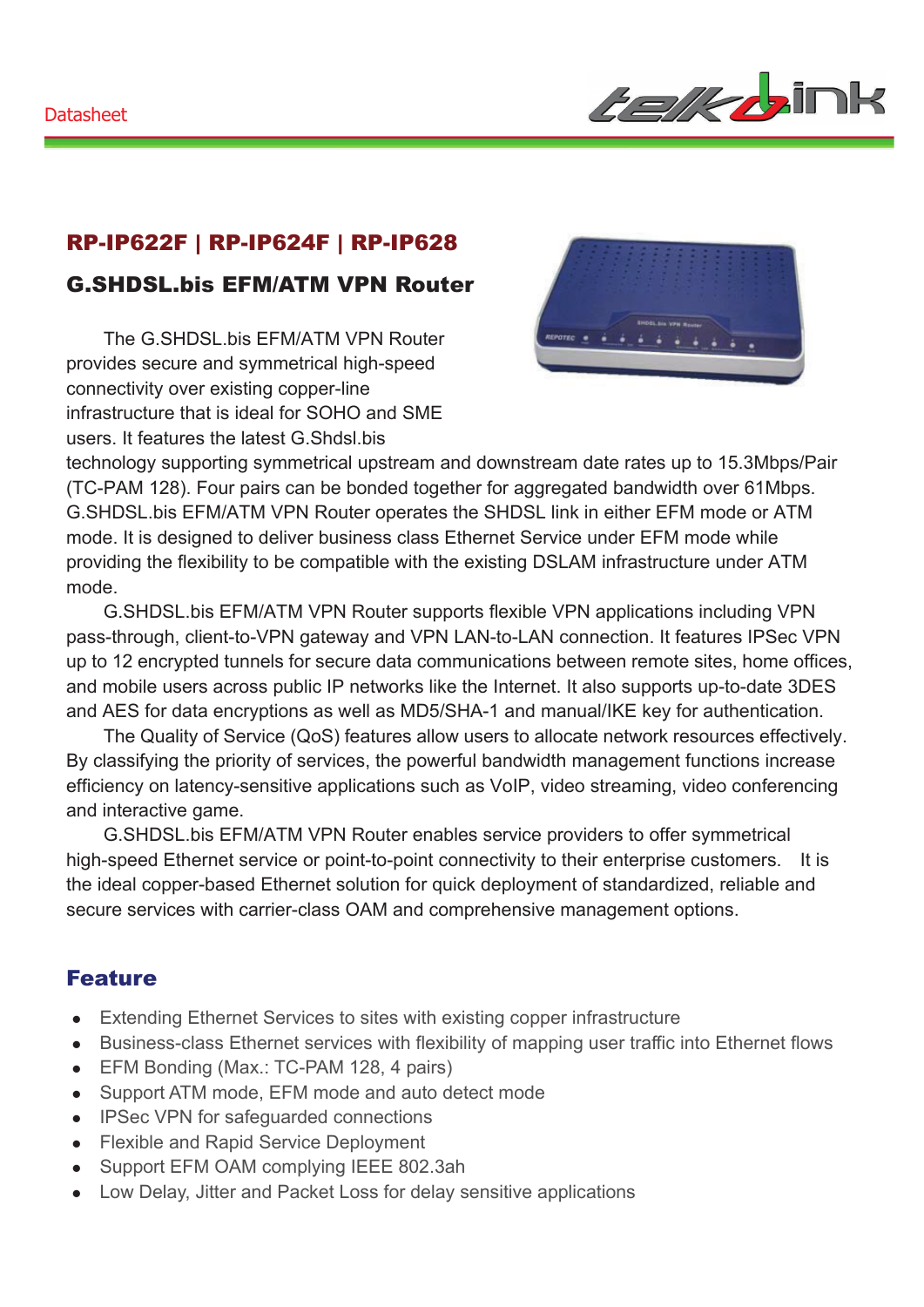Datasheet

## RP-IP622F | RP-IP624F | RP-IP628

### G.SHDSL.bis EFM/ATM VPN Router

The G.SHDSL.bis EFM/ATM VPN Router provides secure and symmetrical high-speed connectivity over existing copper-line infrastructure that is ideal for SOHO and SME users. It features the latest G.Shdsl.bis technology supporting symmetrical upstream and downstream date rates up to 15.3Mbps/Pair (TC-PAM 128). Four pairs can be bonded together for aggregated bandwidth over 61Mbps. G.SHDSL.bis EFM/ATM VPN Router operates the SHDSL link in either EFM mode or ATM mode. It is designed to deliver business class Ethernet Service under EFM mode while providing the flexibility to be compatible with the existing DSLAM infrastructure under ATM mode.

G.SHDSL.bis EFM/ATM VPN Router supports flexible VPN applications including VPN pass-through, client-to-VPN gateway and VPN LAN-to-LAN connection. It features IPSec VPN up to 12 encrypted tunnels for secure data communications between remote sites, home offices, and mobile users across public IP networks like the Internet. It also supports up-to-date 3DES and AES for data encryptions as well as MD5/SHA-1 and manual/IKE key for authentication.

The Quality of Service (QoS) features allow users to allocate network resources effectively. By classifying the priority of services, the powerful bandwidth management functions increase efficiency on latency-sensitive applications such as VoIP, video streaming, video conferencing and interactive game.

G.SHDSL.bis EFM/ATM VPN Router enables service providers to offer symmetrical high-speed Ethernet service or point-to-point connectivity to their enterprise customers. It is the ideal copper-based Ethernet solution for quick deployment of standardized, reliable and secure services with carrier-class OAM and comprehensive management options.

## Feature

- Extending Ethernet Services to sites with existing copper infrastructure
- Business-class Ethernet services with flexibility of mapping user traffic into Ethernet flows
- EFM Bonding (Max.: TC-PAM 128, 4 pairs)
- Support ATM mode, EFM mode and auto detect mode
- IPSec VPN for safeguarded connections
- Flexible and Rapid Service Deployment
- Support EFM OAM complying IEEE 802.3ah
- Low Delay, Jitter and Packet Loss for delay sensitive applications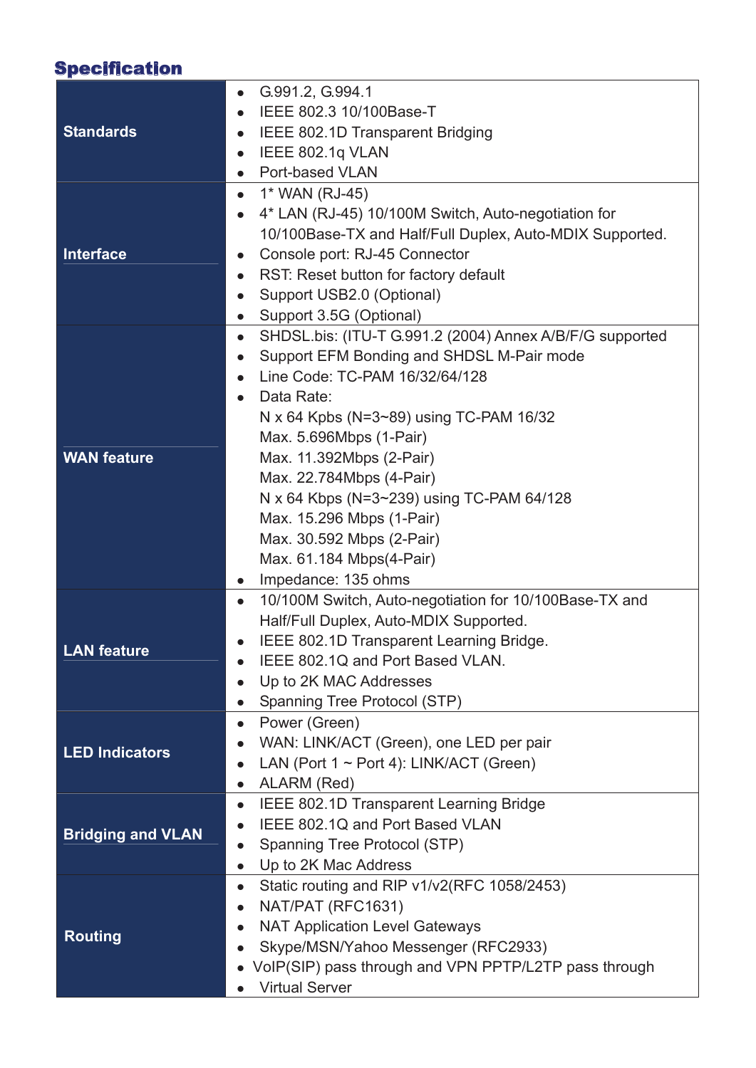## Specification

| | |
|---|---|
| **Standards** | • G.991.2, G.994.1<br>• IEEE 802.3 10/100Base-T<br>• IEEE 802.1D Transparent Bridging<br>• IEEE 802.1q VLAN<br>• Port-based VLAN |
| **Interface** | • 1* WAN (RJ-45)<br>• 4* LAN (RJ-45) 10/100M Switch, Auto-negotiation for 10/100Base-TX and Half/Full Duplex, Auto-MDIX Supported.<br>• Console port: RJ-45 Connector<br>• RST: Reset button for factory default<br>• Support USB2.0 (Optional)<br>• Support 3.5G (Optional) |
| **WAN feature** | • SHDSL.bis: (ITU-T G.991.2 (2004) Annex A/B/F/G supported<br>• Support EFM Bonding and SHDSL M-Pair mode<br>• Line Code: TC-PAM 16/32/64/128<br>• Data Rate:<br>N x 64 Kpbs (N=3~89) using TC-PAM 16/32<br>Max. 5.696Mbps (1-Pair)<br>Max. 11.392Mbps (2-Pair)<br>Max. 22.784Mbps (4-Pair)<br>N x 64 Kbps (N=3~239) using TC-PAM 64/128<br>Max. 15.296 Mbps (1-Pair)<br>Max. 30.592 Mbps (2-Pair)<br>Max. 61.184 Mbps(4-Pair)<br>• Impedance: 135 ohms |
| **LAN feature** | • 10/100M Switch, Auto-negotiation for 10/100Base-TX and Half/Full Duplex, Auto-MDIX Supported.<br>• IEEE 802.1D Transparent Learning Bridge.<br>• IEEE 802.1Q and Port Based VLAN.<br>• Up to 2K MAC Addresses<br>• Spanning Tree Protocol (STP) |
| **LED Indicators** | • Power (Green)<br>• WAN: LINK/ACT (Green), one LED per pair<br>• LAN (Port 1 ~ Port 4): LINK/ACT (Green)<br>• ALARM (Red) |
| **Bridging and VLAN** | • IEEE 802.1D Transparent Learning Bridge<br>• IEEE 802.1Q and Port Based VLAN<br>• Spanning Tree Protocol (STP)<br>• Up to 2K Mac Address |
| **Routing** | • Static routing and RIP v1/v2(RFC 1058/2453)<br>• NAT/PAT (RFC1631)<br>• NAT Application Level Gateways<br>• Skype/MSN/Yahoo Messenger (RFC2933)<br>• VoIP(SIP) pass through and VPN PPTP/L2TP pass through<br>• Virtual Server |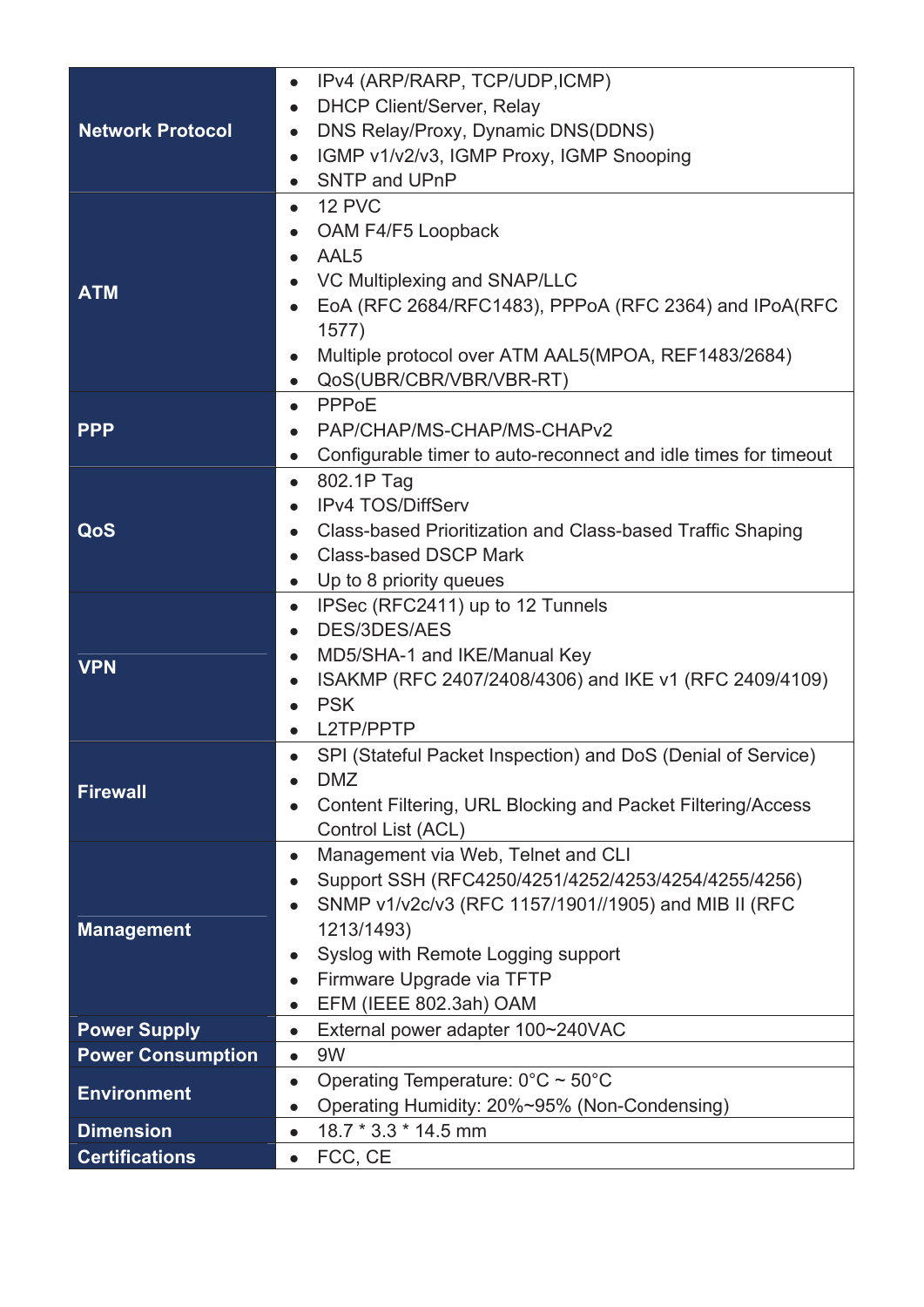| | |
|---|---|
| **Network Protocol** | • IPv4 (ARP/RARP, TCP/UDP,ICMP)<br>• DHCP Client/Server, Relay<br>• DNS Relay/Proxy, Dynamic DNS(DDNS)<br>• IGMP v1/v2/v3, IGMP Proxy, IGMP Snooping<br>• SNTP and UPnP |
| **ATM** | • 12 PVC<br>• OAM F4/F5 Loopback<br>• AAL5<br>• VC Multiplexing and SNAP/LLC<br>• EoA (RFC 2684/RFC1483), PPPoA (RFC 2364) and IPoA(RFC 1577)<br>• Multiple protocol over ATM AAL5(MPOA, REF1483/2684)<br>• QoS(UBR/CBR/VBR/VBR-RT) |
| **PPP** | • PPPoE<br>• PAP/CHAP/MS-CHAP/MS-CHAPv2<br>• Configurable timer to auto-reconnect and idle times for timeout |
| **QoS** | • 802.1P Tag<br>• IPv4 TOS/DiffServ<br>• Class-based Prioritization and Class-based Traffic Shaping<br>• Class-based DSCP Mark<br>• Up to 8 priority queues |
| **VPN** | • IPSec (RFC2411) up to 12 Tunnels<br>• DES/3DES/AES<br>• MD5/SHA-1 and IKE/Manual Key<br>• ISAKMP (RFC 2407/2408/4306) and IKE v1 (RFC 2409/4109)<br>• PSK<br>• L2TP/PPTP |
| **Firewall** | • SPI (Stateful Packet Inspection) and DoS (Denial of Service)<br>• DMZ<br>• Content Filtering, URL Blocking and Packet Filtering/Access Control List (ACL) |
| **Management** | • Management via Web, Telnet and CLI<br>• Support SSH (RFC4250/4251/4252/4253/4254/4255/4256)<br>• SNMP v1/v2c/v3 (RFC 1157/1901//1905) and MIB II (RFC 1213/1493)<br>• Syslog with Remote Logging support<br>• Firmware Upgrade via TFTP<br>• EFM (IEEE 802.3ah) OAM |
| **Power Supply** | • External power adapter 100~240VAC |
| **Power Consumption** | • 9W |
| **Environment** | • Operating Temperature: 0°C ~ 50°C<br>• Operating Humidity: 20%~95% (Non-Condensing) |
| **Dimension** | • 18.7 * 3.3 * 14.5 mm |
| **Certifications** | • FCC, CE |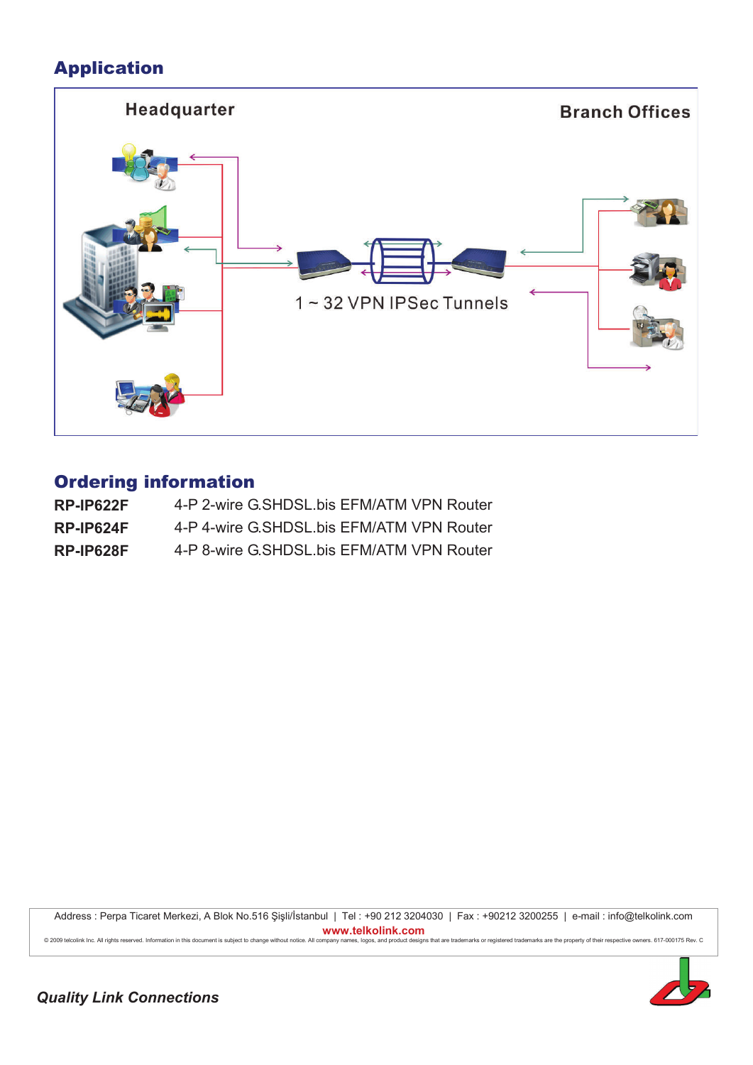## Application

Headquarter

Branch Offices

1 ~ 32 VPN IPSec Tunnels

## Ordering information

| | |
|---|---|
| **RP-IP622F** | 4-P 2-wire G.SHDSL.bis EFM/ATM VPN Router |
| **RP-IP624F** | 4-P 4-wire G.SHDSL.bis EFM/ATM VPN Router |
| **RP-IP628F** | 4-P 8-wire G.SHDSL.bis EFM/ATM VPN Router |

Address : Perpa Ticaret Merkezi, A Blok No.516 Şişli/İstanbul | Tel : +90 212 3204030 | Fax : +90212 3200255 | e-mail : info@telkolink.com

**www.telkolink.com**

© 2009 telcolink Inc. All rights reserved. Information in this document is subject to change without notice. All company names, logos, and product designs that are trademarks or registered trademarks are the property of their respective owners. 617-000175 Rev. C

***Quality Link Connections***